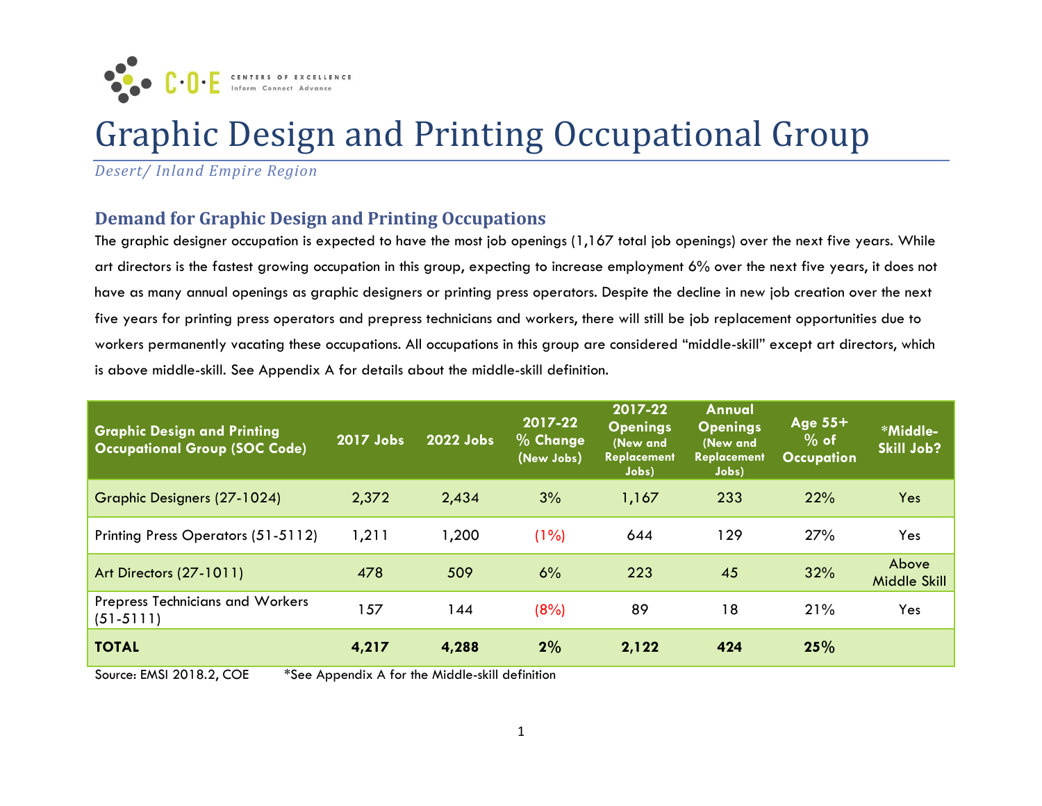# Graphic Design and Printing Occupational Group

*Desert/ Inland Empire Region*

## Demand for Graphic Design and Printing Occupations

The graphic designer occupation is expected to have the most job openings (1,167 total job openings) over the next five years. While art directors is the fastest growing occupation in this group, expecting to increase employment 6% over the next five years, it does not have as many annual openings as graphic designers or printing press operators. Despite the decline in new job creation over the next five years for printing press operators and prepress technicians and workers, there will still be job replacement opportunities due to workers permanently vacating these occupations. All occupations in this group are considered "middle-skill" except art directors, which is above middle-skill. See Appendix A for details about the middle-skill definition.

| Graphic Design and Printing Occupational Group (SOC Code) | 2017 Jobs | 2022 Jobs | 2017-22 % Change (New Jobs) | 2017-22 Openings (New and Replacement Jobs) | Annual Openings (New and Replacement Jobs) | Age 55+ % of Occupation | *Middle-Skill Job? |
|---|---|---|---|---|---|---|---|
| Graphic Designers (27-1024) | 2,372 | 2,434 | 3% | 1,167 | 233 | 22% | Yes |
| Printing Press Operators (51-5112) | 1,211 | 1,200 | (1%) | 644 | 129 | 27% | Yes |
| Art Directors (27-1011) | 478 | 509 | 6% | 223 | 45 | 32% | Above Middle Skill |
| Prepress Technicians and Workers (51-5111) | 157 | 144 | (8%) | 89 | 18 | 21% | Yes |
| **TOTAL** | **4,217** | **4,288** | **2%** | **2,122** | **424** | **25%** | |

Source: EMSI 2018.2, COE *See Appendix A for the Middle-skill definition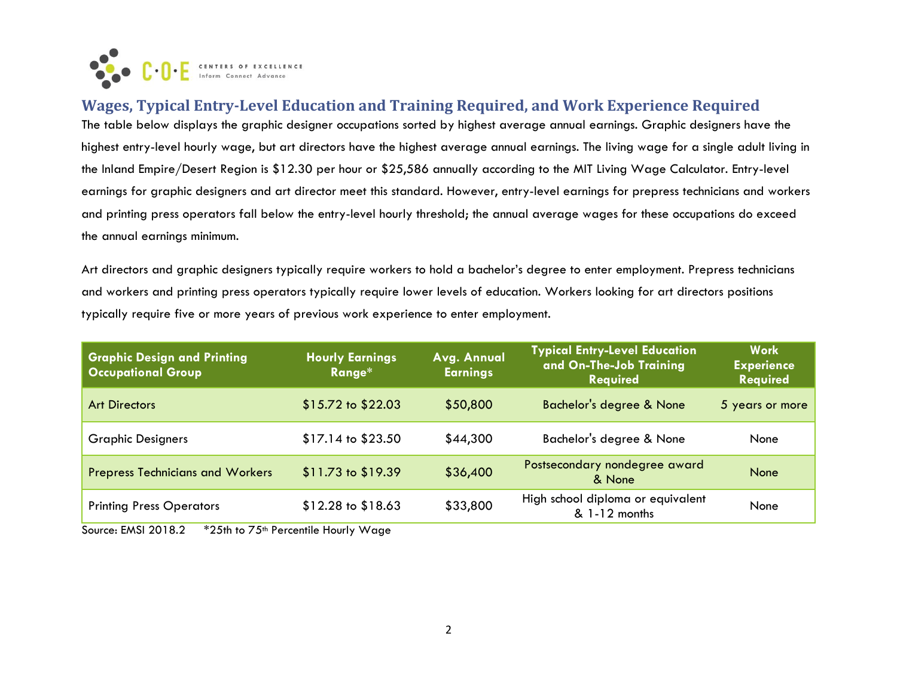## Wages, Typical Entry-Level Education and Training Required, and Work Experience Required

The table below displays the graphic designer occupations sorted by highest average annual earnings. Graphic designers have the highest entry-level hourly wage, but art directors have the highest average annual earnings. The living wage for a single adult living in the Inland Empire/Desert Region is $12.30 per hour or $25,586 annually according to the MIT Living Wage Calculator. Entry-level earnings for graphic designers and art director meet this standard. However, entry-level earnings for prepress technicians and workers and printing press operators fall below the entry-level hourly threshold; the annual average wages for these occupations do exceed the annual earnings minimum.

Art directors and graphic designers typically require workers to hold a bachelor's degree to enter employment. Prepress technicians and workers and printing press operators typically require lower levels of education. Workers looking for art directors positions typically require five or more years of previous work experience to enter employment.

| Graphic Design and Printing Occupational Group | Hourly Earnings Range* | Avg. Annual Earnings | Typical Entry-Level Education and On-The-Job Training Required | Work Experience Required |
|---|---|---|---|---|
| Art Directors | $15.72 to $22.03 | $50,800 | Bachelor's degree & None | 5 years or more |
| Graphic Designers | $17.14 to $23.50 | $44,300 | Bachelor's degree & None | None |
| Prepress Technicians and Workers | $11.73 to $19.39 | $36,400 | Postsecondary nondegree award & None | None |
| Printing Press Operators | $12.28 to $18.63 | $33,800 | High school diploma or equivalent & 1-12 months | None |

Source: EMSI 2018.2 *25th to 75th Percentile Hourly Wage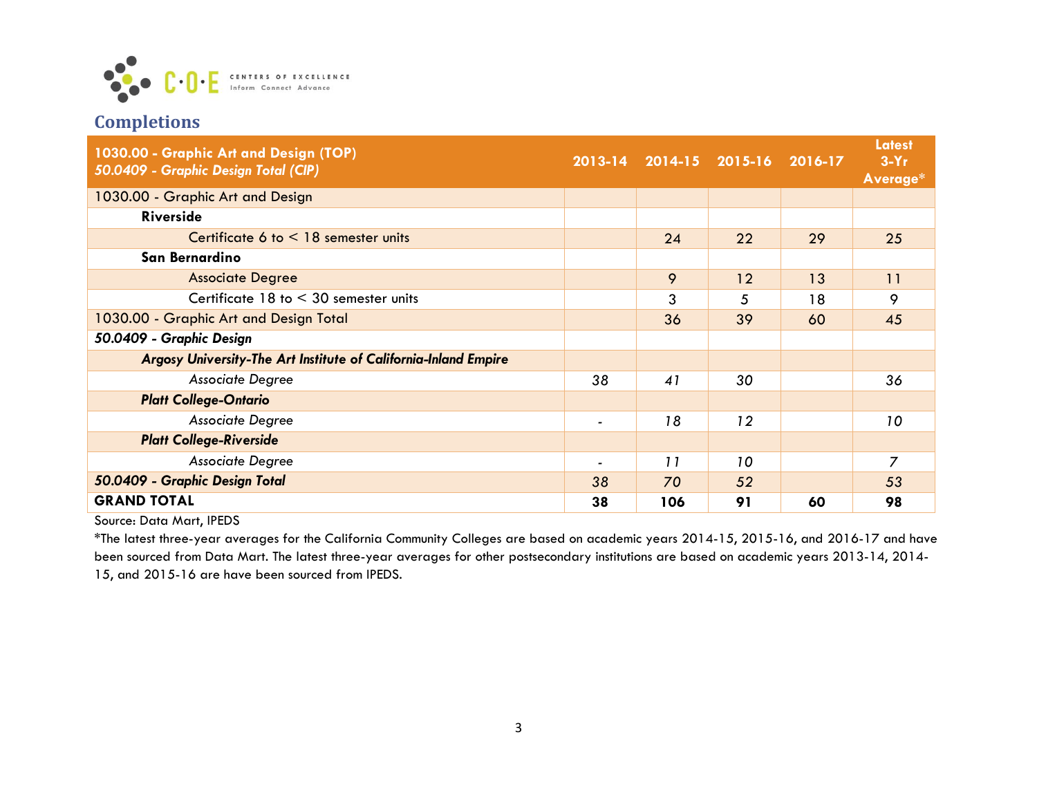## Completions

| **1030.00 - Graphic Art and Design (TOP)** ***50.0409 - Graphic Design Total (CIP)*** | **2013-14** | **2014-15** | **2015-16** | **2016-17** | **Latest 3-Yr Average*** |
|---|---|---|---|---|---|
| 1030.00 - Graphic Art and Design | | | | | |
| **Riverside** | | | | | |
| Certificate 6 to < 18 semester units | | 24 | 22 | 29 | 25 |
| **San Bernardino** | | | | | |
| Associate Degree | | 9 | 12 | 13 | 11 |
| Certificate 18 to < 30 semester units | | 3 | 5 | 18 | 9 |
| 1030.00 - Graphic Art and Design Total | | 36 | 39 | 60 | 45 |
| ***50.0409 - Graphic Design*** | | | | | |
| ***Argosy University-The Art Institute of California-Inland Empire*** | | | | | |
| *Associate Degree* | 38 | *41* | *30* | | *36* |
| ***Platt College-Ontario*** | | | | | |
| *Associate Degree* | - | *18* | *12* | | *10* |
| ***Platt College-Riverside*** | | | | | |
| *Associate Degree* | - | *11* | *10* | | *7* |
| ***50.0409 - Graphic Design Total*** | 38 | *70* | *52* | | *53* |
| **GRAND TOTAL** | **38** | **106** | **91** | **60** | **98** |

Source: Data Mart, IPEDS

*The latest three-year averages for the California Community Colleges are based on academic years 2014-15, 2015-16, and 2016-17 and have been sourced from Data Mart. The latest three-year averages for other postsecondary institutions are based on academic years 2013-14, 2014-15, and 2015-16 are have been sourced from IPEDS.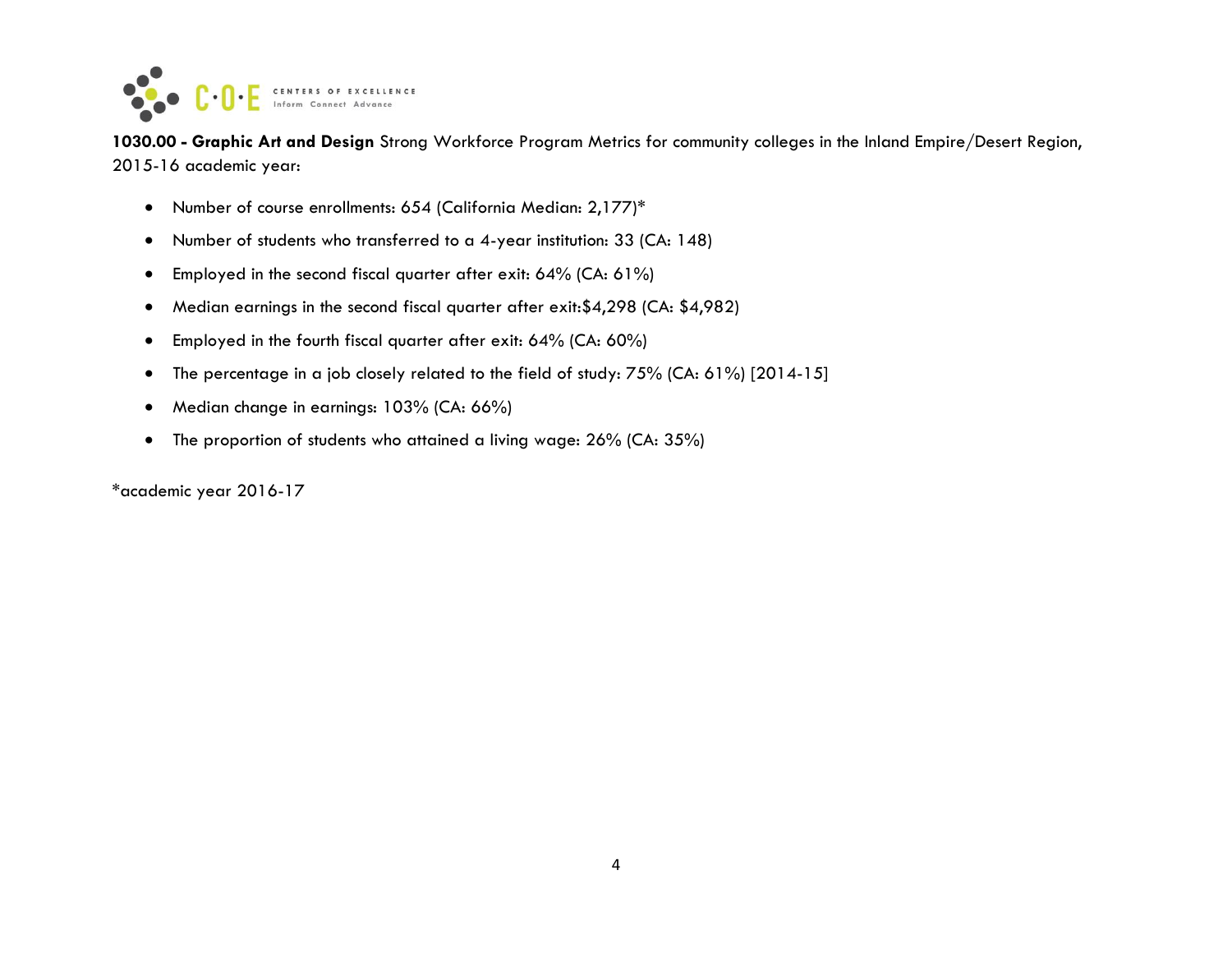**1030.00 - Graphic Art and Design** Strong Workforce Program Metrics for community colleges in the Inland Empire/Desert Region, 2015-16 academic year:

- Number of course enrollments: 654 (California Median: 2,177)*
- Number of students who transferred to a 4-year institution: 33 (CA: 148)
- Employed in the second fiscal quarter after exit: 64% (CA: 61%)
- Median earnings in the second fiscal quarter after exit:$4,298 (CA: $4,982)
- Employed in the fourth fiscal quarter after exit: 64% (CA: 60%)
- The percentage in a job closely related to the field of study: 75% (CA: 61%) [2014-15]
- Median change in earnings: 103% (CA: 66%)
- The proportion of students who attained a living wage: 26% (CA: 35%)

*academic year 2016-17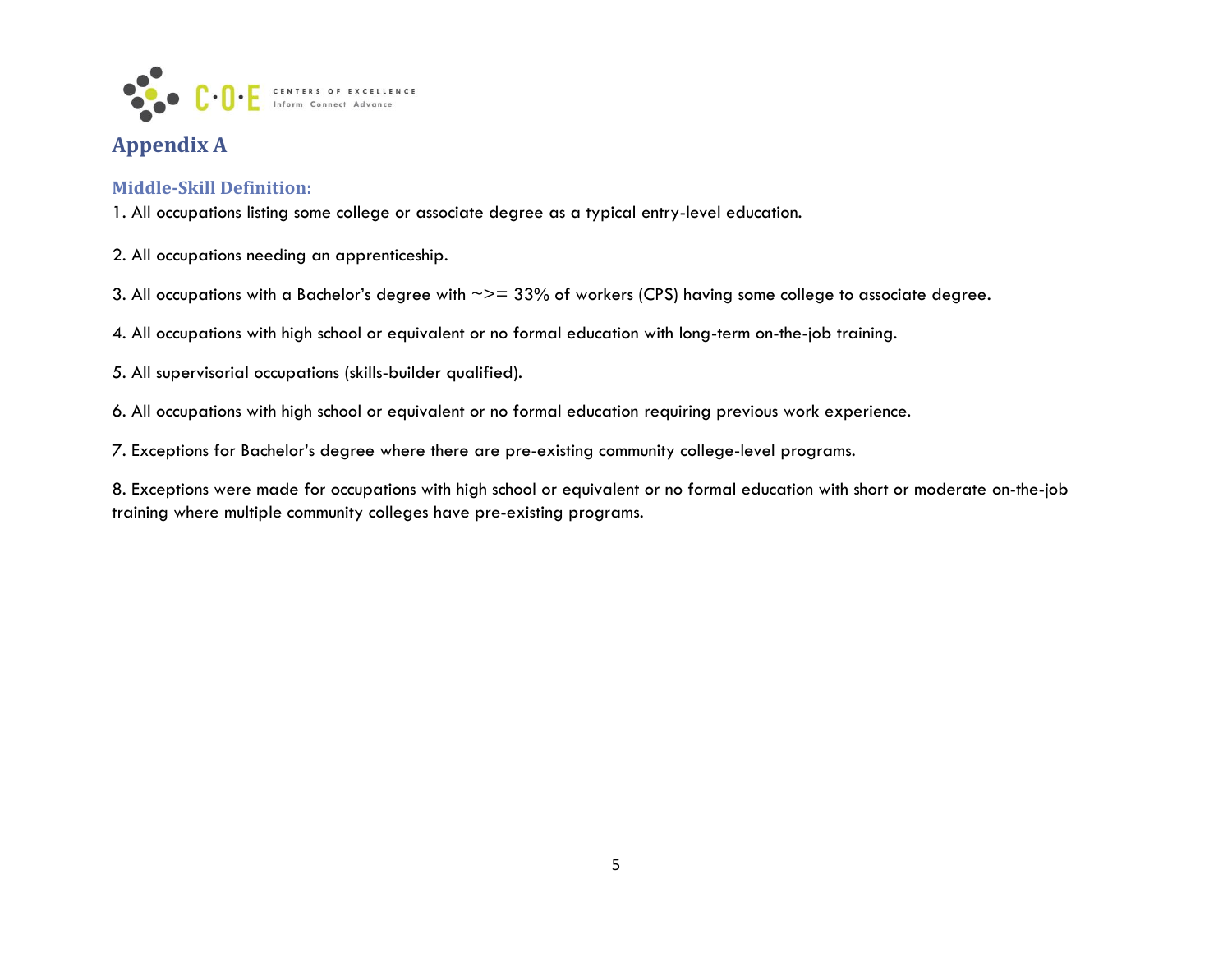## Appendix A

### Middle-Skill Definition:

1. All occupations listing some college or associate degree as a typical entry-level education.

2. All occupations needing an apprenticeship.

3. All occupations with a Bachelor's degree with ~>= 33% of workers (CPS) having some college to associate degree.

4. All occupations with high school or equivalent or no formal education with long-term on-the-job training.

5. All supervisorial occupations (skills-builder qualified).

6. All occupations with high school or equivalent or no formal education requiring previous work experience.

7. Exceptions for Bachelor's degree where there are pre-existing community college-level programs.

8. Exceptions were made for occupations with high school or equivalent or no formal education with short or moderate on-the-job training where multiple community colleges have pre-existing programs.